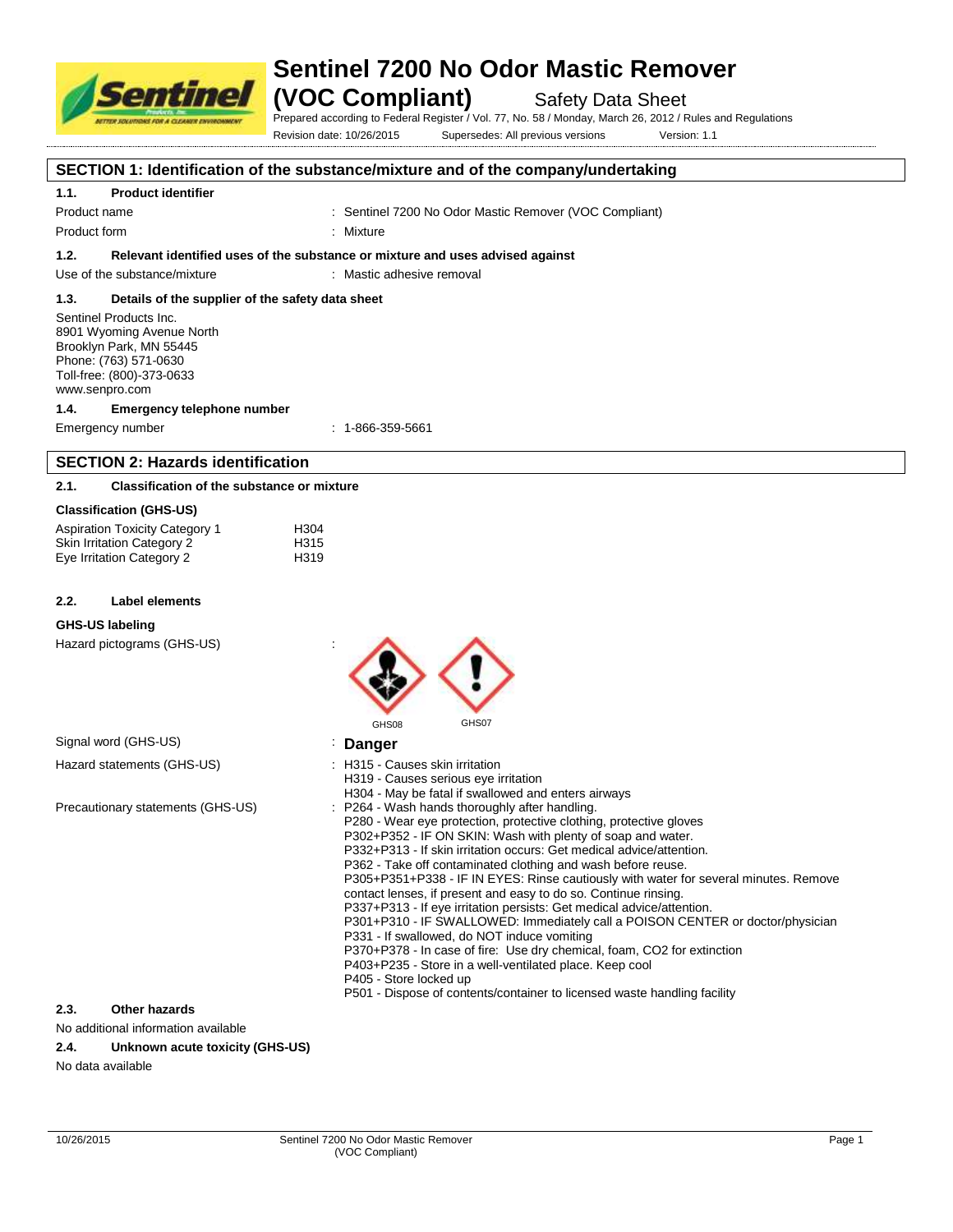# Sentinel 7200 No Odor Mastic Remover (VOC Compliant)

Safety Data Sheet

Prepared according to Federal Register / Vol. 77, No. 58 / Monday, March 26, 2012 / Rules and Regulations

Revision date: 10/26/2015 Supersedes: All previous versions Version: 1.1

## SECTION 1: Identification of the substance/mixture and of the company/undertaking

### 1.1. Product identifier

Product name : Sentinel 7200 No Odor Mastic Remover (VOC Compliant)

Product form : Mixture

### 1.2. Relevant identified uses of the substance or mixture and uses advised against

Use of the substance/mixture : Mastic adhesive removal

### 1.3. Details of the supplier of the safety data sheet

Sentinel Products Inc.
8901 Wyoming Avenue North
Brooklyn Park, MN 55445
Phone: (763) 571-0630
Toll-free: (800)-373-0633
www.senpro.com

### 1.4. Emergency telephone number

Emergency number : 1-866-359-5661

## SECTION 2: Hazards identification

### 2.1. Classification of the substance or mixture

**Classification (GHS-US)**

| | |
|---|---|
| Aspiration Toxicity Category 1 | H304 |
| Skin Irritation Category 2 | H315 |
| Eye Irritation Category 2 | H319 |

### 2.2. Label elements

**GHS-US labeling**

Hazard pictograms (GHS-US) :

GHS08 GHS07

Signal word (GHS-US) : **Danger**

Hazard statements (GHS-US) :
- H315 - Causes skin irritation
- H319 - Causes serious eye irritation
- H304 - May be fatal if swallowed and enters airways

Precautionary statements (GHS-US) :
- P264 - Wash hands thoroughly after handling.
- P280 - Wear eye protection, protective clothing, protective gloves
- P302+P352 - IF ON SKIN: Wash with plenty of soap and water.
- P332+P313 - If skin irritation occurs: Get medical advice/attention.
- P362 - Take off contaminated clothing and wash before reuse.
- P305+P351+P338 - IF IN EYES: Rinse cautiously with water for several minutes. Remove contact lenses, if present and easy to do so. Continue rinsing.
- P337+P313 - If eye irritation persists: Get medical advice/attention.
- P301+P310 - IF SWALLOWED: Immediately call a POISON CENTER or doctor/physician
- P331 - If swallowed, do NOT induce vomiting
- P370+P378 - In case of fire: Use dry chemical, foam, CO2 for extinction
- P403+P235 - Store in a well-ventilated place. Keep cool
- P405 - Store locked up
- P501 - Dispose of contents/container to licensed waste handling facility

### 2.3. Other hazards

No additional information available

### 2.4. Unknown acute toxicity (GHS-US)

No data available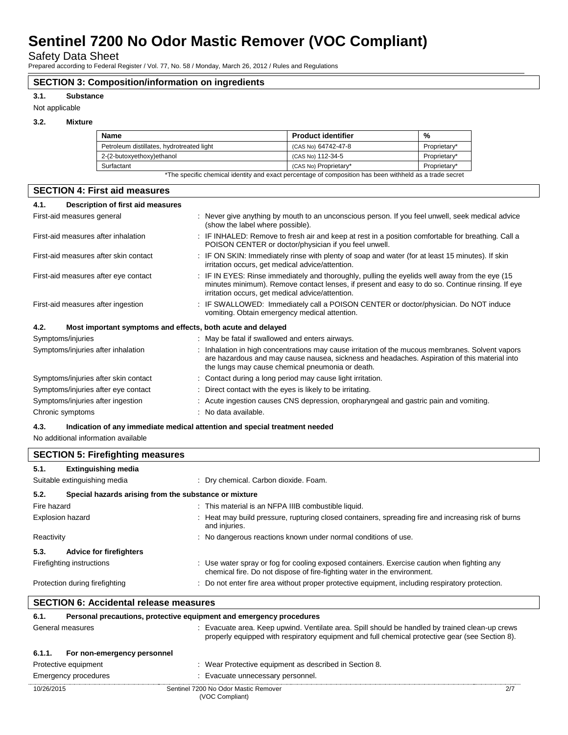## SECTION 3: Composition/information on ingredients

### 3.1. Substance

Not applicable

### 3.2. Mixture

| Name | Product identifier | % |
|---|---|---|
| Petroleum distillates, hydrotreated light | (CAS No) 64742-47-8 | Proprietary* |
| 2-(2-butoxyethoxy)ethanol | (CAS No) 112-34-5 | Proprietary* |
| Surfactant | (CAS No) Proprietary* | Proprietary* |

*The specific chemical identity and exact percentage of composition has been withheld as a trade secret

## SECTION 4: First aid measures

### 4.1. Description of first aid measures

First-aid measures general : Never give anything by mouth to an unconscious person. If you feel unwell, seek medical advice (show the label where possible).

First-aid measures after inhalation : IF INHALED: Remove to fresh air and keep at rest in a position comfortable for breathing. Call a POISON CENTER or doctor/physician if you feel unwell.

First-aid measures after skin contact : IF ON SKIN: Immediately rinse with plenty of soap and water (for at least 15 minutes). If skin irritation occurs, get medical advice/attention.

First-aid measures after eye contact : IF IN EYES: Rinse immediately and thoroughly, pulling the eyelids well away from the eye (15 minutes minimum). Remove contact lenses, if present and easy to do so. Continue rinsing. If eye irritation occurs, get medical advice/attention.

First-aid measures after ingestion : IF SWALLOWED: Immediately call a POISON CENTER or doctor/physician. Do NOT induce vomiting. Obtain emergency medical attention.

### 4.2. Most important symptoms and effects, both acute and delayed

Symptoms/injuries : May be fatal if swallowed and enters airways.

Symptoms/injuries after inhalation : Inhalation in high concentrations may cause irritation of the mucous membranes. Solvent vapors are hazardous and may cause nausea, sickness and headaches. Aspiration of this material into the lungs may cause chemical pneumonia or death.

Symptoms/injuries after skin contact : Contact during a long period may cause light irritation.

Symptoms/injuries after eye contact : Direct contact with the eyes is likely to be irritating.

Symptoms/injuries after ingestion : Acute ingestion causes CNS depression, oropharyngeal and gastric pain and vomiting.

Chronic symptoms : No data available.

### 4.3. Indication of any immediate medical attention and special treatment needed

No additional information available

## SECTION 5: Firefighting measures

### 5.1. Extinguishing media

Suitable extinguishing media : Dry chemical. Carbon dioxide. Foam.

### 5.2. Special hazards arising from the substance or mixture

Fire hazard : This material is an NFPA IIIB combustible liquid.

Explosion hazard : Heat may build pressure, rupturing closed containers, spreading fire and increasing risk of burns and injuries.

Reactivity : No dangerous reactions known under normal conditions of use.

### 5.3. Advice for firefighters

Firefighting instructions : Use water spray or fog for cooling exposed containers. Exercise caution when fighting any chemical fire. Do not dispose of fire-fighting water in the environment.

Protection during firefighting : Do not enter fire area without proper protective equipment, including respiratory protection.

## SECTION 6: Accidental release measures

### 6.1. Personal precautions, protective equipment and emergency procedures

General measures : Evacuate area. Keep upwind. Ventilate area. Spill should be handled by trained clean-up crews properly equipped with respiratory equipment and full chemical protective gear (see Section 8).

#### 6.1.1. For non-emergency personnel

Protective equipment : Wear Protective equipment as described in Section 8.

Emergency procedures : Evacuate unnecessary personnel.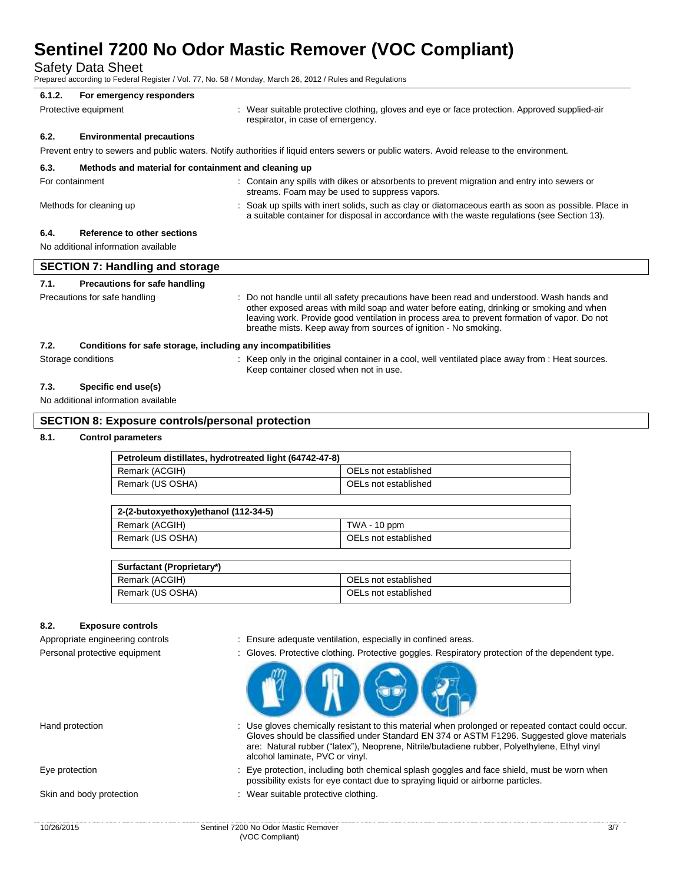#### 6.1.2. For emergency responders

Protective equipment : Wear suitable protective clothing, gloves and eye or face protection. Approved supplied-air respirator, in case of emergency.

### 6.2. Environmental precautions

Prevent entry to sewers and public waters. Notify authorities if liquid enters sewers or public waters. Avoid release to the environment.

### 6.3. Methods and material for containment and cleaning up

For containment : Contain any spills with dikes or absorbents to prevent migration and entry into sewers or streams. Foam may be used to suppress vapors.

Methods for cleaning up : Soak up spills with inert solids, such as clay or diatomaceous earth as soon as possible. Place in a suitable container for disposal in accordance with the waste regulations (see Section 13).

### 6.4. Reference to other sections

No additional information available

## SECTION 7: Handling and storage

### 7.1. Precautions for safe handling

Precautions for safe handling : Do not handle until all safety precautions have been read and understood. Wash hands and other exposed areas with mild soap and water before eating, drinking or smoking and when leaving work. Provide good ventilation in process area to prevent formation of vapor. Do not breathe mists. Keep away from sources of ignition - No smoking.

### 7.2. Conditions for safe storage, including any incompatibilities

Storage conditions : Keep only in the original container in a cool, well ventilated place away from : Heat sources. Keep container closed when not in use.

### 7.3. Specific end use(s)

No additional information available

## SECTION 8: Exposure controls/personal protection

### 8.1. Control parameters

| Petroleum distillates, hydrotreated light (64742-47-8) | |
|---|---|
| Remark (ACGIH) | OELs not established |
| Remark (US OSHA) | OELs not established |

| 2-(2-butoxyethoxy)ethanol (112-34-5) | |
|---|---|
| Remark (ACGIH) | TWA - 10 ppm |
| Remark (US OSHA) | OELs not established |

| Surfactant (Proprietary*) | |
|---|---|
| Remark (ACGIH) | OELs not established |
| Remark (US OSHA) | OELs not established |

### 8.2. Exposure controls

Appropriate engineering controls : Ensure adequate ventilation, especially in confined areas.

Personal protective equipment : Gloves. Protective clothing. Protective goggles. Respiratory protection of the dependent type.

Hand protection : Use gloves chemically resistant to this material when prolonged or repeated contact could occur. Gloves should be classified under Standard EN 374 or ASTM F1296. Suggested glove materials are: Natural rubber ("latex"), Neoprene, Nitrile/butadiene rubber, Polyethylene, Ethyl vinyl alcohol laminate, PVC or vinyl.

Eye protection : Eye protection, including both chemical splash goggles and face shield, must be worn when possibility exists for eye contact due to spraying liquid or airborne particles.

Skin and body protection : Wear suitable protective clothing.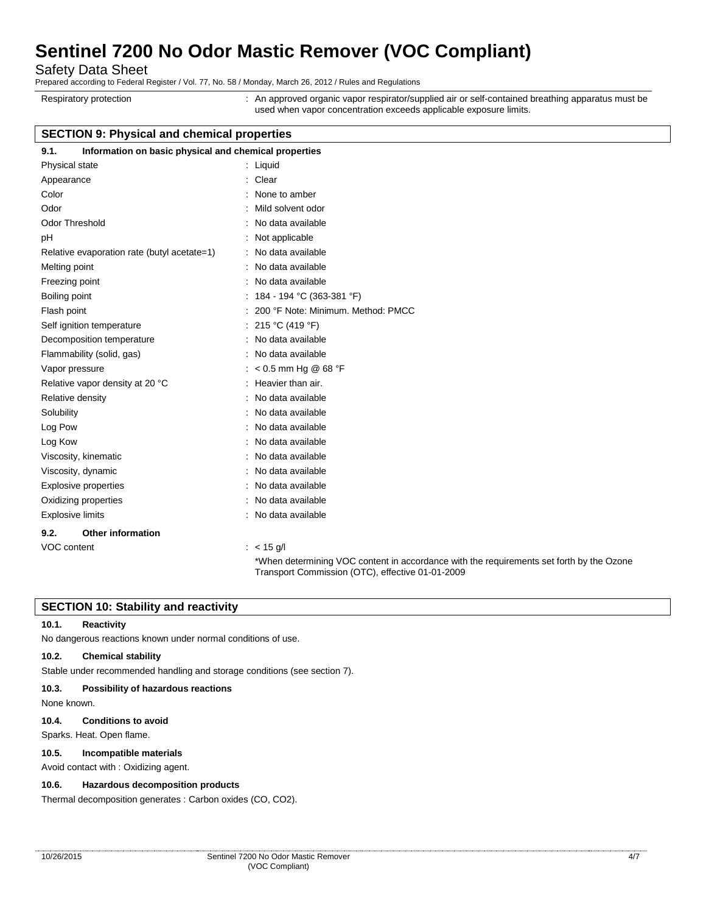| | |
|---|---|
| Respiratory protection | : An approved organic vapor respirator/supplied air or self-contained breathing apparatus must be used when vapor concentration exceeds applicable exposure limits. |

## SECTION 9: Physical and chemical properties

### 9.1. Information on basic physical and chemical properties

| | |
|---|---|
| Physical state | : Liquid |
| Appearance | : Clear |
| Color | : None to amber |
| Odor | : Mild solvent odor |
| Odor Threshold | : No data available |
| pH | : Not applicable |
| Relative evaporation rate (butyl acetate=1) | : No data available |
| Melting point | : No data available |
| Freezing point | : No data available |
| Boiling point | : 184 - 194 °C (363-381 °F) |
| Flash point | : 200 °F Note: Minimum. Method: PMCC |
| Self ignition temperature | : 215 °C (419 °F) |
| Decomposition temperature | : No data available |
| Flammability (solid, gas) | : No data available |
| Vapor pressure | : < 0.5 mm Hg @ 68 °F |
| Relative vapor density at 20 °C | : Heavier than air. |
| Relative density | : No data available |
| Solubility | : No data available |
| Log Pow | : No data available |
| Log Kow | : No data available |
| Viscosity, kinematic | : No data available |
| Viscosity, dynamic | : No data available |
| Explosive properties | : No data available |
| Oxidizing properties | : No data available |
| Explosive limits | : No data available |

### 9.2. Other information

| | |
|---|---|
| VOC content | : < 15 g/l<br>*When determining VOC content in accordance with the requirements set forth by the Ozone Transport Commission (OTC), effective 01-01-2009 |

## SECTION 10: Stability and reactivity

### 10.1. Reactivity

No dangerous reactions known under normal conditions of use.

### 10.2. Chemical stability

Stable under recommended handling and storage conditions (see section 7).

### 10.3. Possibility of hazardous reactions

None known.

### 10.4. Conditions to avoid

Sparks. Heat. Open flame.

### 10.5. Incompatible materials

Avoid contact with : Oxidizing agent.

### 10.6. Hazardous decomposition products

Thermal decomposition generates : Carbon oxides (CO, $CO_2$).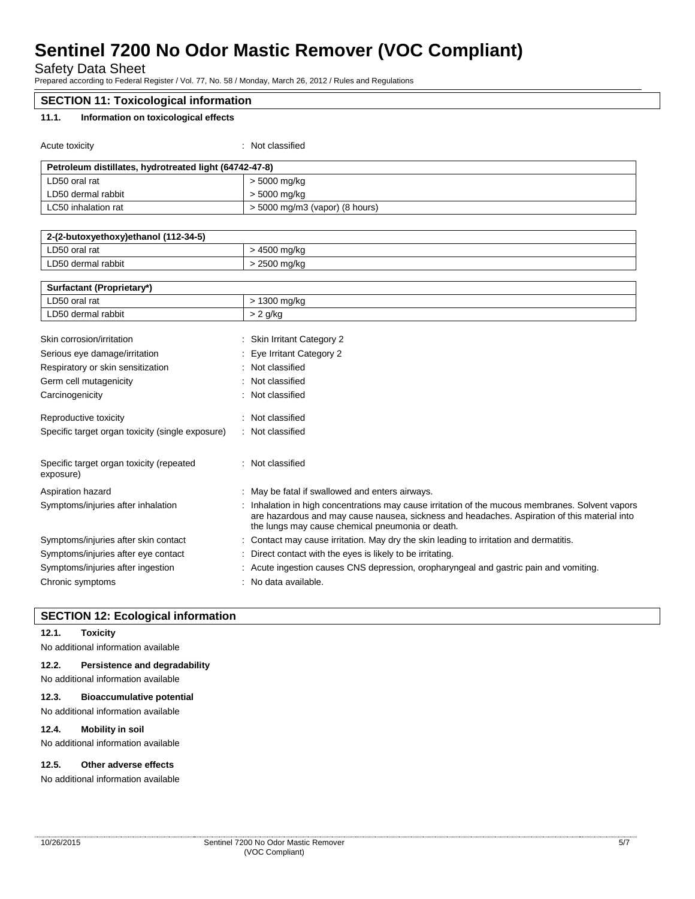## SECTION 11: Toxicological information

### 11.1. Information on toxicological effects

Acute toxicity : Not classified

| Petroleum distillates, hydrotreated light (64742-47-8) | |
|---|---|
| LD50 oral rat | > 5000 mg/kg |
| LD50 dermal rabbit | > 5000 mg/kg |
| LC50 inhalation rat | > 5000 mg/m3 (vapor) (8 hours) |

| 2-(2-butoxyethoxy)ethanol (112-34-5) | |
|---|---|
| LD50 oral rat | > 4500 mg/kg |
| LD50 dermal rabbit | > 2500 mg/kg |

| Surfactant (Proprietary*) | |
|---|---|
| LD50 oral rat | > 1300 mg/kg |
| LD50 dermal rabbit | > 2 g/kg |

Skin corrosion/irritation : Skin Irritant Category 2

Serious eye damage/irritation : Eye Irritant Category 2

Respiratory or skin sensitization : Not classified

Germ cell mutagenicity : Not classified

Carcinogenicity : Not classified

Reproductive toxicity : Not classified

Specific target organ toxicity (single exposure) : Not classified

Specific target organ toxicity (repeated exposure) : Not classified

Aspiration hazard : May be fatal if swallowed and enters airways.

Symptoms/injuries after inhalation : Inhalation in high concentrations may cause irritation of the mucous membranes. Solvent vapors are hazardous and may cause nausea, sickness and headaches. Aspiration of this material into the lungs may cause chemical pneumonia or death.

Symptoms/injuries after skin contact : Contact may cause irritation. May dry the skin leading to irritation and dermatitis.

Symptoms/injuries after eye contact : Direct contact with the eyes is likely to be irritating.

Symptoms/injuries after ingestion : Acute ingestion causes CNS depression, oropharyngeal and gastric pain and vomiting.

Chronic symptoms : No data available.

## SECTION 12: Ecological information

### 12.1. Toxicity

No additional information available

### 12.2. Persistence and degradability

No additional information available

### 12.3. Bioaccumulative potential

No additional information available

### 12.4. Mobility in soil

No additional information available

### 12.5. Other adverse effects

No additional information available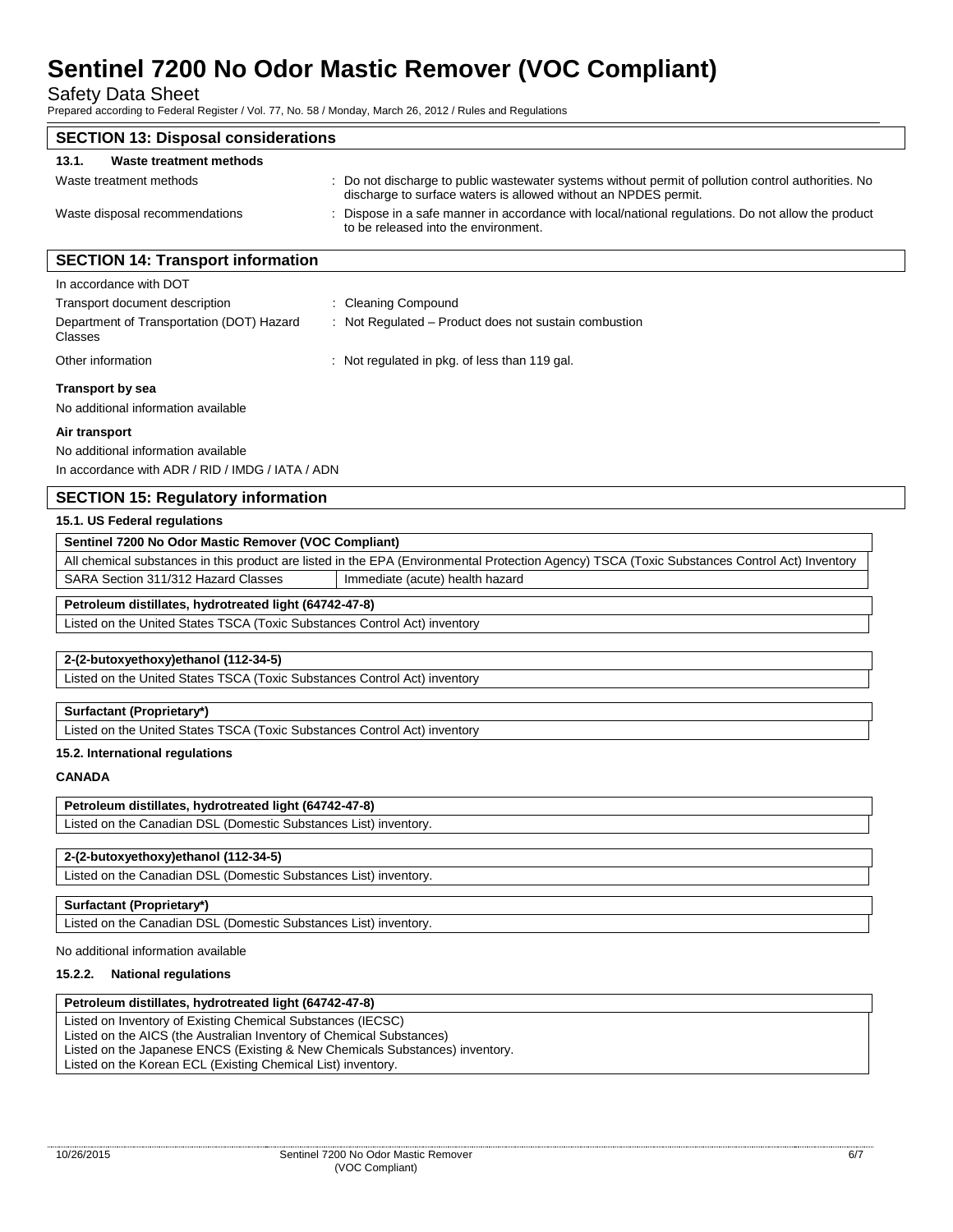## SECTION 13: Disposal considerations

### 13.1. Waste treatment methods

Waste treatment methods : Do not discharge to public wastewater systems without permit of pollution control authorities. No discharge to surface waters is allowed without an NPDES permit.

Waste disposal recommendations : Dispose in a safe manner in accordance with local/national regulations. Do not allow the product to be released into the environment.

## SECTION 14: Transport information

In accordance with DOT

Transport document description : Cleaning Compound

Department of Transportation (DOT) Hazard Classes : Not Regulated – Product does not sustain combustion

Other information : Not regulated in pkg. of less than 119 gal.

**Transport by sea**

No additional information available

**Air transport**

No additional information available

In accordance with ADR / RID / IMDG / IATA / ADN

## SECTION 15: Regulatory information

### 15.1. US Federal regulations

| Sentinel 7200 No Odor Mastic Remover (VOC Compliant) | |
|---|---|
| All chemical substances in this product are listed in the EPA (Environmental Protection Agency) TSCA (Toxic Substances Control Act) Inventory | |
| SARA Section 311/312 Hazard Classes | Immediate (acute) health hazard |

| Petroleum distillates, hydrotreated light (64742-47-8) |
|---|
| Listed on the United States TSCA (Toxic Substances Control Act) inventory |

| 2-(2-butoxyethoxy)ethanol (112-34-5) |
|---|
| Listed on the United States TSCA (Toxic Substances Control Act) inventory |

| Surfactant (Proprietary*) |
|---|
| Listed on the United States TSCA (Toxic Substances Control Act) inventory |

### 15.2. International regulations

**CANADA**

| Petroleum distillates, hydrotreated light (64742-47-8) |
|---|
| Listed on the Canadian DSL (Domestic Substances List) inventory. |

| 2-(2-butoxyethoxy)ethanol (112-34-5) |
|---|
| Listed on the Canadian DSL (Domestic Substances List) inventory. |

| Surfactant (Proprietary*) |
|---|
| Listed on the Canadian DSL (Domestic Substances List) inventory. |

No additional information available

### 15.2.2. National regulations

| Petroleum distillates, hydrotreated light (64742-47-8) |
|---|
| Listed on Inventory of Existing Chemical Substances (IECSC)<br>Listed on the AICS (the Australian Inventory of Chemical Substances)<br>Listed on the Japanese ENCS (Existing & New Chemicals Substances) inventory.<br>Listed on the Korean ECL (Existing Chemical List) inventory. |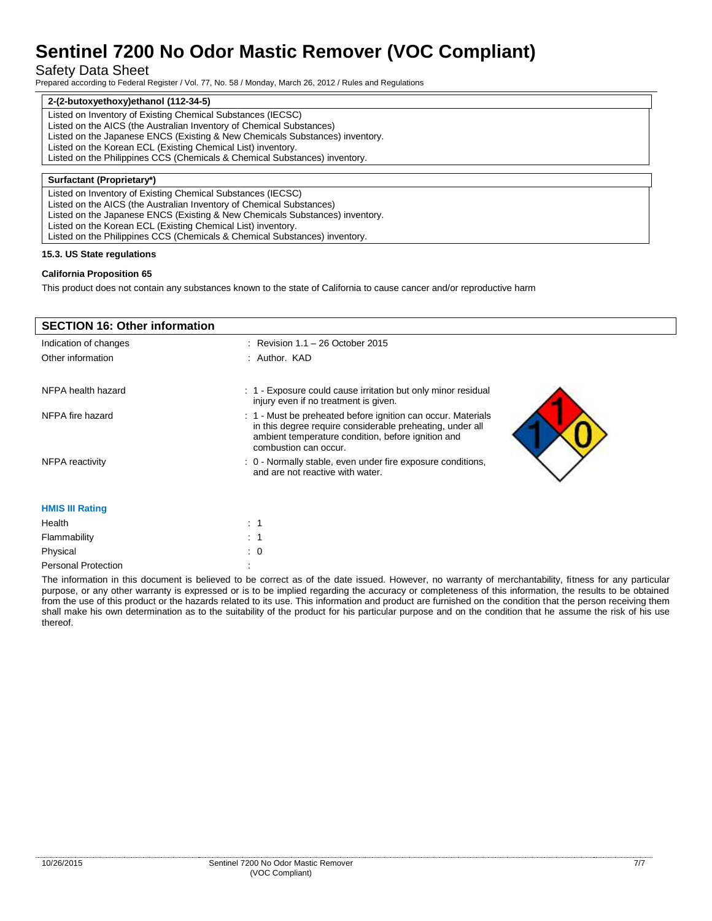| 2-(2-butoxyethoxy)ethanol (112-34-5) |
| --- |
| Listed on Inventory of Existing Chemical Substances (IECSC) |
| Listed on the AICS (the Australian Inventory of Chemical Substances) |
| Listed on the Japanese ENCS (Existing & New Chemicals Substances) inventory. |
| Listed on the Korean ECL (Existing Chemical List) inventory. |
| Listed on the Philippines CCS (Chemicals & Chemical Substances) inventory. |

| Surfactant (Proprietary*) |
| --- |
| Listed on Inventory of Existing Chemical Substances (IECSC) |
| Listed on the AICS (the Australian Inventory of Chemical Substances) |
| Listed on the Japanese ENCS (Existing & New Chemicals Substances) inventory. |
| Listed on the Korean ECL (Existing Chemical List) inventory. |
| Listed on the Philippines CCS (Chemicals & Chemical Substances) inventory. |

### 15.3. US State regulations

**California Proposition 65**

This product does not contain any substances known to the state of California to cause cancer and/or reproductive harm

## SECTION 16: Other information

| | |
| --- | --- |
| Indication of changes | : Revision 1.1 – 26 October 2015 |
| Other information | : Author. KAD |
| NFPA health hazard | : 1 - Exposure could cause irritation but only minor residual injury even if no treatment is given. |
| NFPA fire hazard | : 1 - Must be preheated before ignition can occur. Materials in this degree require considerable preheating, under all ambient temperature condition, before ignition and combustion can occur. |
| NFPA reactivity | : 0 - Normally stable, even under fire exposure conditions, and are not reactive with water. |

1
1 0

**HMIS III Rating**

| | |
| --- | --- |
| Health | : 1 |
| Flammability | : 1 |
| Physical | : 0 |
| Personal Protection | : |

The information in this document is believed to be correct as of the date issued. However, no warranty of merchantability, fitness for any particular purpose, or any other warranty is expressed or is to be implied regarding the accuracy or completeness of this information, the results to be obtained from the use of this product or the hazards related to its use. This information and product are furnished on the condition that the person receiving them shall make his own determination as to the suitability of the product for his particular purpose and on the condition that he assume the risk of his use thereof.